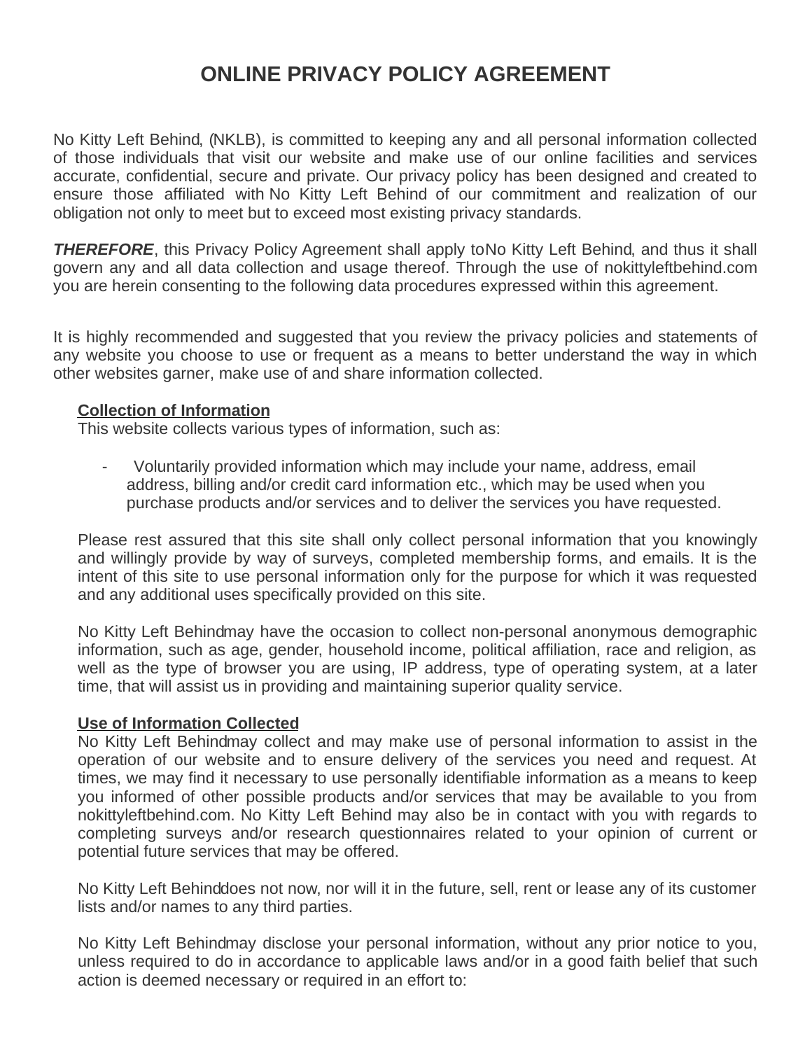# ONLINE PRIVACY POLICY AGREEMENT

No Kitty Left Behind, (NKLB), is committed to keeping any and all personal information collected of those individuals that visit our website and make use of our online facilities and services accurate, confidential, secure and private. Our privacy policy has been designed and created to ensure those affiliated with No Kitty Left Behind of our commitment and realization of our obligation not only to meet but to exceed most existing privacy standards.

***THEREFORE***, this Privacy Policy Agreement shall apply to No Kitty Left Behind, and thus it shall govern any and all data collection and usage thereof. Through the use of nokittyleftbehind.com you are herein consenting to the following data procedures expressed within this agreement.

It is highly recommended and suggested that you review the privacy policies and statements of any website you choose to use or frequent as a means to better understand the way in which other websites garner, make use of and share information collected.

**Collection of Information**

This website collects various types of information, such as:

- Voluntarily provided information which may include your name, address, email address, billing and/or credit card information etc., which may be used when you purchase products and/or services and to deliver the services you have requested.

Please rest assured that this site shall only collect personal information that you knowingly and willingly provide by way of surveys, completed membership forms, and emails. It is the intent of this site to use personal information only for the purpose for which it was requested and any additional uses specifically provided on this site.

No Kitty Left Behind may have the occasion to collect non-personal anonymous demographic information, such as age, gender, household income, political affiliation, race and religion, as well as the type of browser you are using, IP address, type of operating system, at a later time, that will assist us in providing and maintaining superior quality service.

**Use of Information Collected**

No Kitty Left Behind may collect and may make use of personal information to assist in the operation of our website and to ensure delivery of the services you need and request. At times, we may find it necessary to use personally identifiable information as a means to keep you informed of other possible products and/or services that may be available to you from nokittyleftbehind.com. No Kitty Left Behind may also be in contact with you with regards to completing surveys and/or research questionnaires related to your opinion of current or potential future services that may be offered.

No Kitty Left Behind does not now, nor will it in the future, sell, rent or lease any of its customer lists and/or names to any third parties.

No Kitty Left Behind may disclose your personal information, without any prior notice to you, unless required to do in accordance to applicable laws and/or in a good faith belief that such action is deemed necessary or required in an effort to: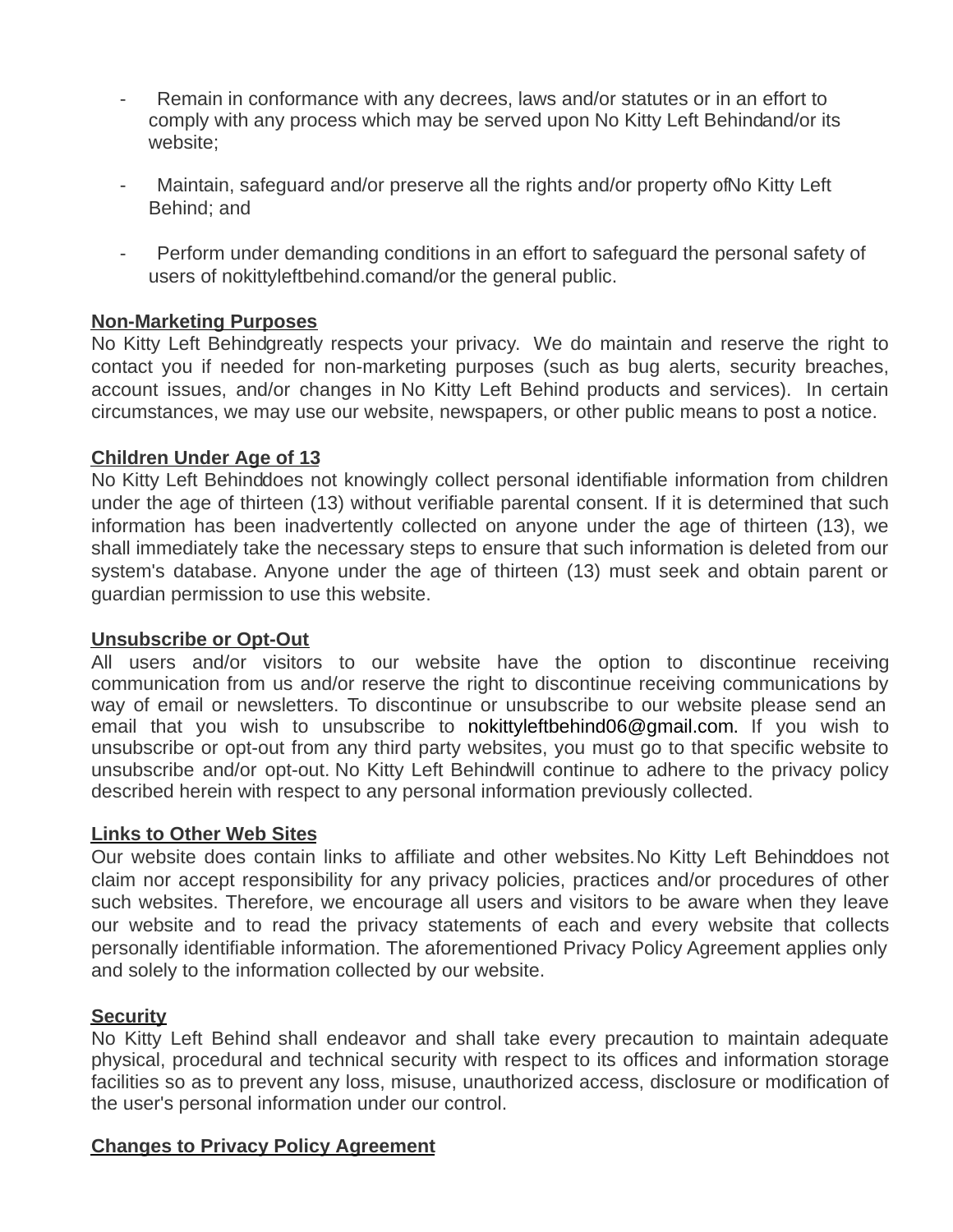- Remain in conformance with any decrees, laws and/or statutes or in an effort to comply with any process which may be served upon No Kitty Left Behindand/or its website;
- Maintain, safeguard and/or preserve all the rights and/or property ofNo Kitty Left Behind; and
- Perform under demanding conditions in an effort to safeguard the personal safety of users of nokittyleftbehind.comand/or the general public.

**Non-Marketing Purposes**
No Kitty Left Behindgreatly respects your privacy. We do maintain and reserve the right to contact you if needed for non-marketing purposes (such as bug alerts, security breaches, account issues, and/or changes in No Kitty Left Behind products and services). In certain circumstances, we may use our website, newspapers, or other public means to post a notice.

**Children Under Age of 13**
No Kitty Left Behinddoes not knowingly collect personal identifiable information from children under the age of thirteen (13) without verifiable parental consent. If it is determined that such information has been inadvertently collected on anyone under the age of thirteen (13), we shall immediately take the necessary steps to ensure that such information is deleted from our system's database. Anyone under the age of thirteen (13) must seek and obtain parent or guardian permission to use this website.

**Unsubscribe or Opt-Out**
All users and/or visitors to our website have the option to discontinue receiving communication from us and/or reserve the right to discontinue receiving communications by way of email or newsletters. To discontinue or unsubscribe to our website please send an email that you wish to unsubscribe to nokittyleftbehind06@gmail.com. If you wish to unsubscribe or opt-out from any third party websites, you must go to that specific website to unsubscribe and/or opt-out. No Kitty Left Behindwill continue to adhere to the privacy policy described herein with respect to any personal information previously collected.

**Links to Other Web Sites**
Our website does contain links to affiliate and other websites. No Kitty Left Behinddoes not claim nor accept responsibility for any privacy policies, practices and/or procedures of other such websites. Therefore, we encourage all users and visitors to be aware when they leave our website and to read the privacy statements of each and every website that collects personally identifiable information. The aforementioned Privacy Policy Agreement applies only and solely to the information collected by our website.

**Security**
No Kitty Left Behind shall endeavor and shall take every precaution to maintain adequate physical, procedural and technical security with respect to its offices and information storage facilities so as to prevent any loss, misuse, unauthorized access, disclosure or modification of the user's personal information under our control.

**Changes to Privacy Policy Agreement**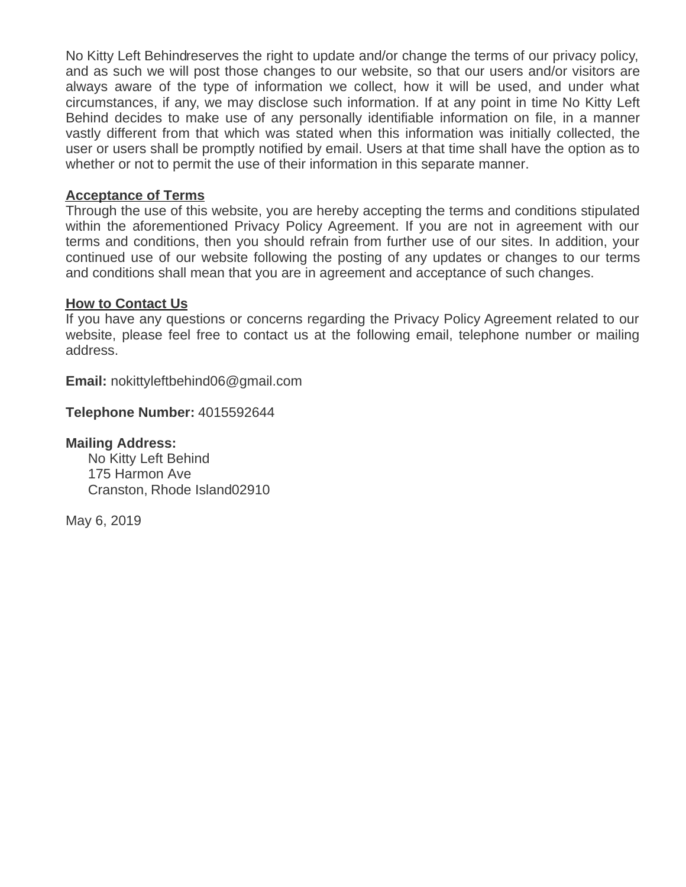No Kitty Left Behindreserves the right to update and/or change the terms of our privacy policy, and as such we will post those changes to our website, so that our users and/or visitors are always aware of the type of information we collect, how it will be used, and under what circumstances, if any, we may disclose such information. If at any point in time No Kitty Left Behind decides to make use of any personally identifiable information on file, in a manner vastly different from that which was stated when this information was initially collected, the user or users shall be promptly notified by email. Users at that time shall have the option as to whether or not to permit the use of their information in this separate manner.

**Acceptance of Terms**

Through the use of this website, you are hereby accepting the terms and conditions stipulated within the aforementioned Privacy Policy Agreement. If you are not in agreement with our terms and conditions, then you should refrain from further use of our sites. In addition, your continued use of our website following the posting of any updates or changes to our terms and conditions shall mean that you are in agreement and acceptance of such changes.

**How to Contact Us**

If you have any questions or concerns regarding the Privacy Policy Agreement related to our website, please feel free to contact us at the following email, telephone number or mailing address.

**Email:** nokittyleftbehind06@gmail.com

**Telephone Number:** 4015592644

**Mailing Address:**

No Kitty Left Behind
175 Harmon Ave
Cranston, Rhode Island02910

May 6, 2019